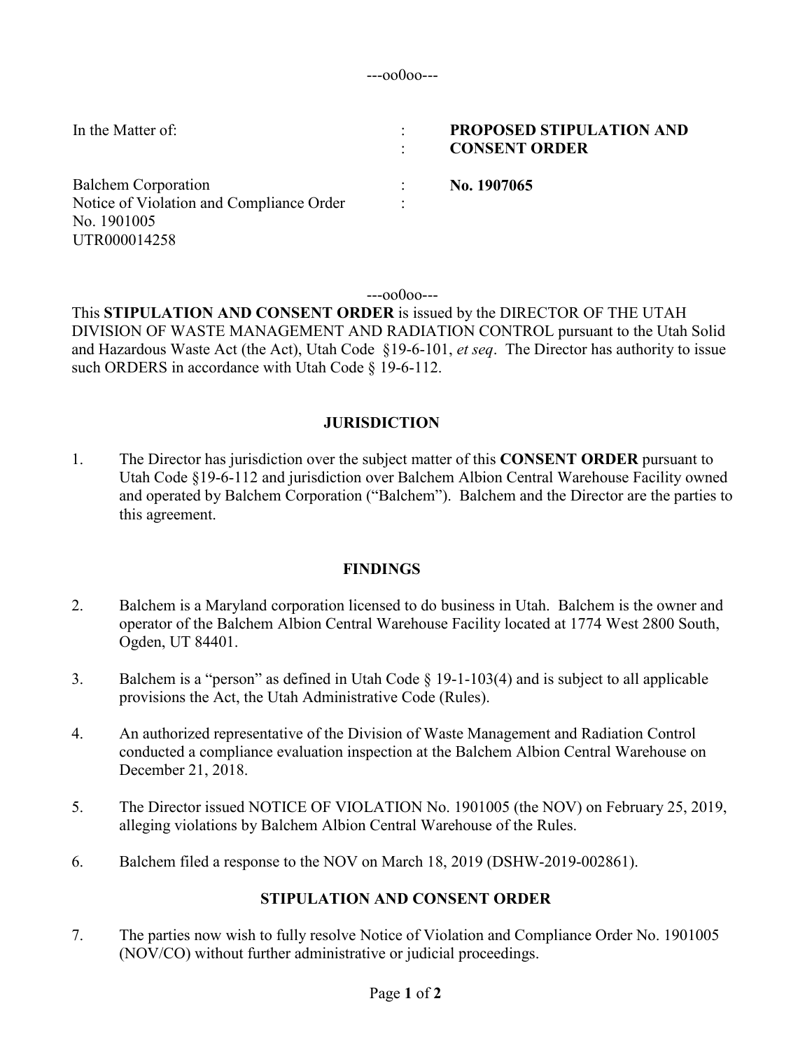---oo0oo---

| | | |
|---|---|---|
| In the Matter of: | : | **PROPOSED STIPULATION AND** |
| | : | **CONSENT ORDER** |
| Balchem Corporation | : | **No. 1907065** |
| Notice of Violation and Compliance Order | : | |
| No. 1901005 | | |
| UTR000014258 | | |

---oo0oo---

This **STIPULATION AND CONSENT ORDER** is issued by the DIRECTOR OF THE UTAH DIVISION OF WASTE MANAGEMENT AND RADIATION CONTROL pursuant to the Utah Solid and Hazardous Waste Act (the Act), Utah Code §19-6-101, *et seq*. The Director has authority to issue such ORDERS in accordance with Utah Code § 19-6-112.

## JURISDICTION

1. The Director has jurisdiction over the subject matter of this **CONSENT ORDER** pursuant to Utah Code §19-6-112 and jurisdiction over Balchem Albion Central Warehouse Facility owned and operated by Balchem Corporation ("Balchem"). Balchem and the Director are the parties to this agreement.

## FINDINGS

2. Balchem is a Maryland corporation licensed to do business in Utah. Balchem is the owner and operator of the Balchem Albion Central Warehouse Facility located at 1774 West 2800 South, Ogden, UT 84401.

3. Balchem is a "person" as defined in Utah Code § 19-1-103(4) and is subject to all applicable provisions the Act, the Utah Administrative Code (Rules).

4. An authorized representative of the Division of Waste Management and Radiation Control conducted a compliance evaluation inspection at the Balchem Albion Central Warehouse on December 21, 2018.

5. The Director issued NOTICE OF VIOLATION No. 1901005 (the NOV) on February 25, 2019, alleging violations by Balchem Albion Central Warehouse of the Rules.

6. Balchem filed a response to the NOV on March 18, 2019 (DSHW-2019-002861).

## STIPULATION AND CONSENT ORDER

7. The parties now wish to fully resolve Notice of Violation and Compliance Order No. 1901005 (NOV/CO) without further administrative or judicial proceedings.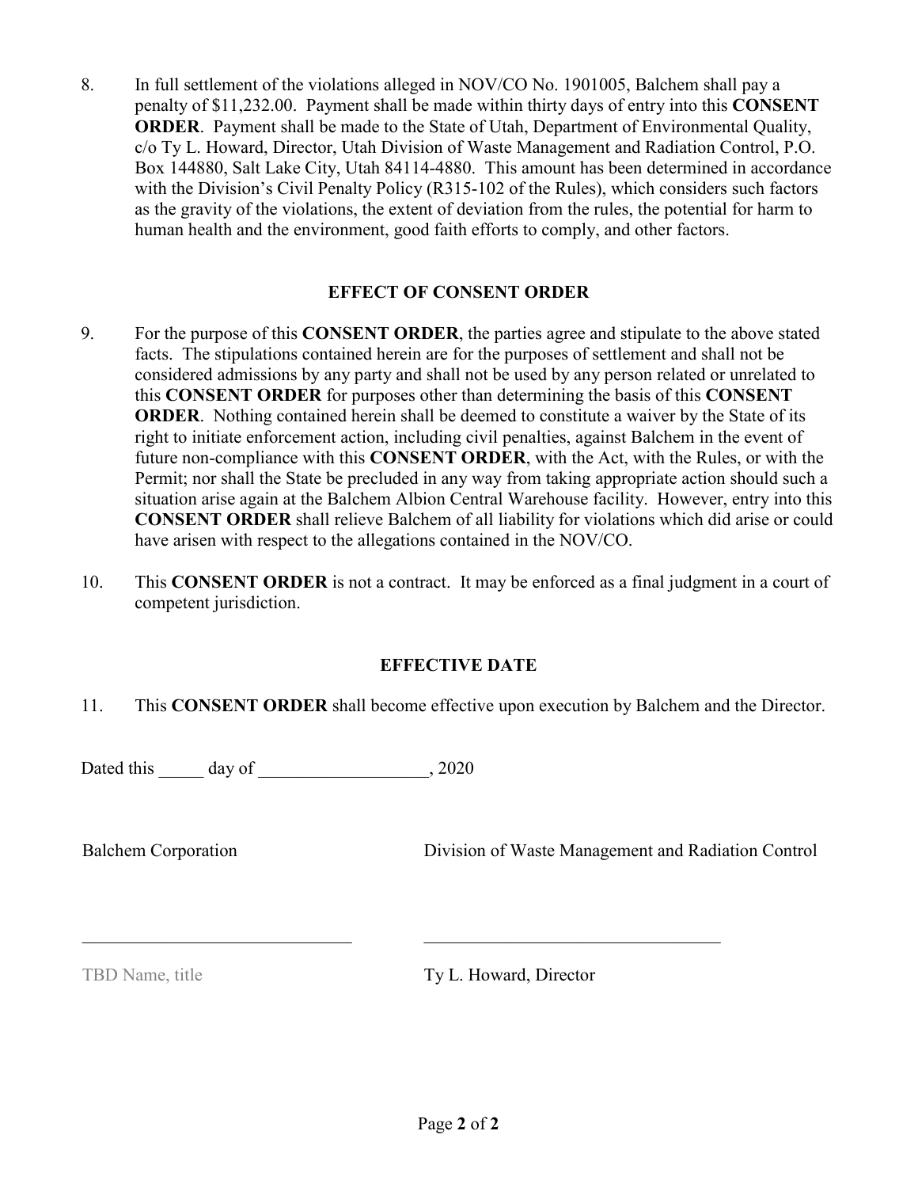8. In full settlement of the violations alleged in NOV/CO No. 1901005, Balchem shall pay a penalty of $11,232.00. Payment shall be made within thirty days of entry into this **CONSENT ORDER**. Payment shall be made to the State of Utah, Department of Environmental Quality, c/o Ty L. Howard, Director, Utah Division of Waste Management and Radiation Control, P.O. Box 144880, Salt Lake City, Utah 84114-4880. This amount has been determined in accordance with the Division's Civil Penalty Policy (R315-102 of the Rules), which considers such factors as the gravity of the violations, the extent of deviation from the rules, the potential for harm to human health and the environment, good faith efforts to comply, and other factors.

## EFFECT OF CONSENT ORDER

9. For the purpose of this **CONSENT ORDER**, the parties agree and stipulate to the above stated facts. The stipulations contained herein are for the purposes of settlement and shall not be considered admissions by any party and shall not be used by any person related or unrelated to this **CONSENT ORDER** for purposes other than determining the basis of this **CONSENT ORDER**. Nothing contained herein shall be deemed to constitute a waiver by the State of its right to initiate enforcement action, including civil penalties, against Balchem in the event of future non-compliance with this **CONSENT ORDER**, with the Act, with the Rules, or with the Permit; nor shall the State be precluded in any way from taking appropriate action should such a situation arise again at the Balchem Albion Central Warehouse facility. However, entry into this **CONSENT ORDER** shall relieve Balchem of all liability for violations which did arise or could have arisen with respect to the allegations contained in the NOV/CO.

10. This **CONSENT ORDER** is not a contract. It may be enforced as a final judgment in a court of competent jurisdiction.

## EFFECTIVE DATE

11. This **CONSENT ORDER** shall become effective upon execution by Balchem and the Director.

Dated this _____ day of ___________________, 2020

Balchem Corporation

______________________________

TBD Name, title

Division of Waste Management and Radiation Control

__________________________________

Ty L. Howard, Director